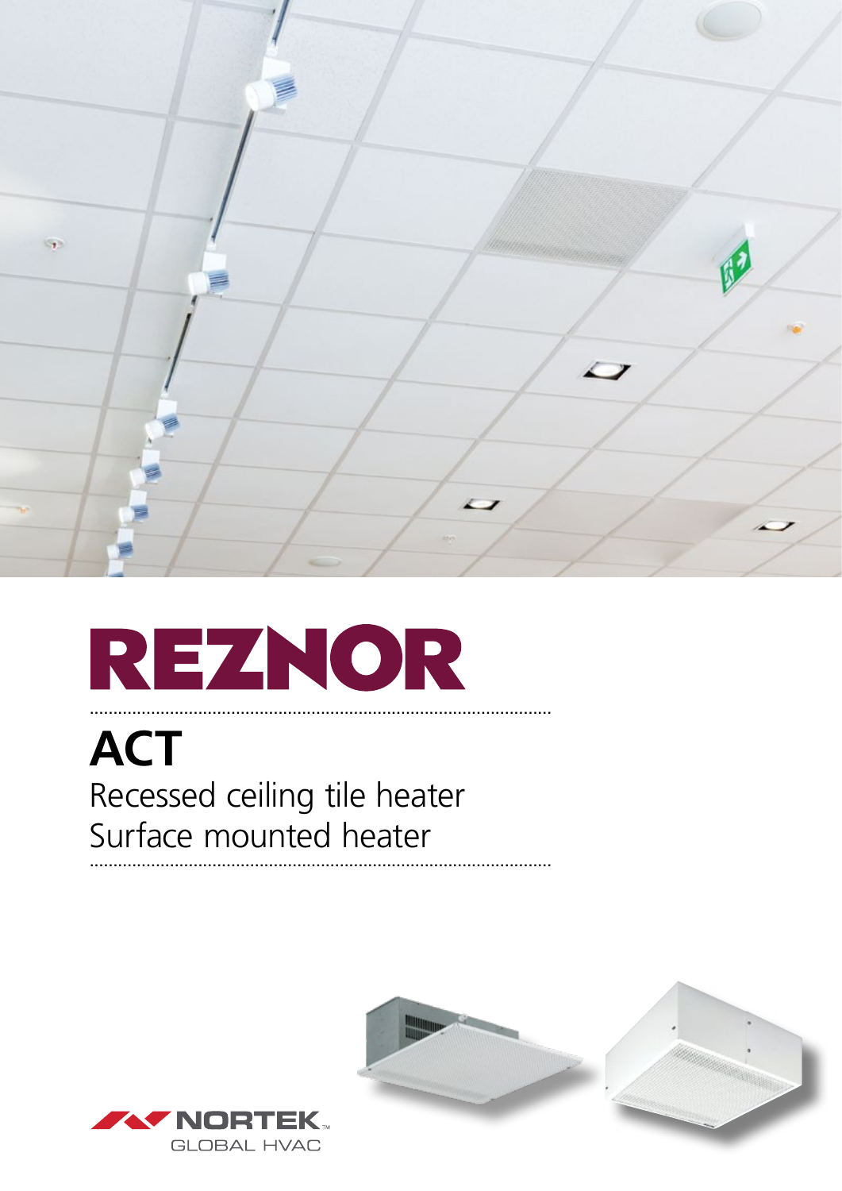# REZNOR

## ACT

Recessed ceiling tile heater
Surface mounted heater

NORTEK™
GLOBAL HVAC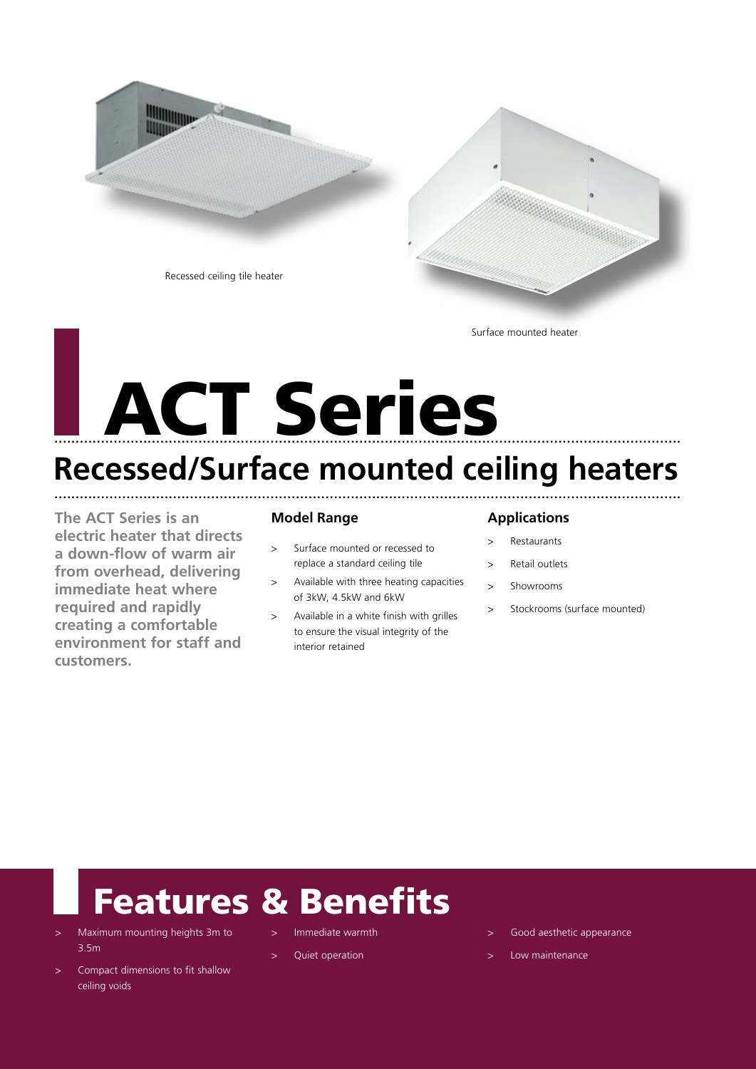Recessed ceiling tile heater

Surface mounted heater

# ACT Series

## Recessed/Surface mounted ceiling heaters

**The ACT Series is an electric heater that directs a down-flow of warm air from overhead, delivering immediate heat where required and rapidly creating a comfortable environment for staff and customers.**

### Model Range

- Surface mounted or recessed to replace a standard ceiling tile
- Available with three heating capacities of 3kW, 4.5kW and 6kW
- Available in a white finish with grilles to ensure the visual integrity of the interior retained

### Applications

- Restaurants
- Retail outlets
- Showrooms
- Stockrooms (surface mounted)

## Features & Benefits

- Maximum mounting heights 3m to 3.5m
- Compact dimensions to fit shallow ceiling voids
- Immediate warmth
- Quiet operation
- Good aesthetic appearance
- Low maintenance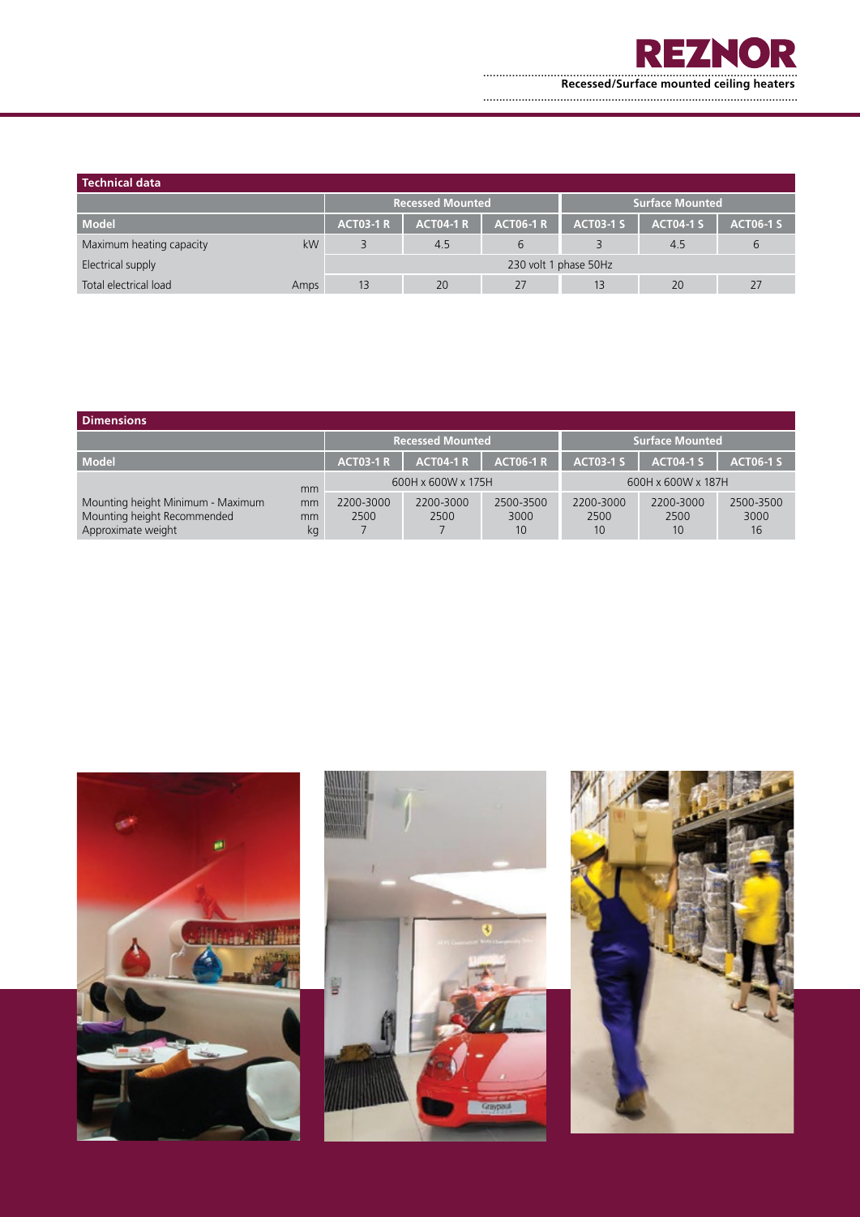## Technical data

| | | Recessed Mounted | | | Surface Mounted | | |
|---|---|---|---|---|---|---|---|
| **Model** | | **ACT03-1 R** | **ACT04-1 R** | **ACT06-1 R** | **ACT03-1 S** | **ACT04-1 S** | **ACT06-1 S** |
| Maximum heating capacity | kW | 3 | 4.5 | 6 | 3 | 4.5 | 6 |
| Electrical supply | | 230 volt 1 phase 50Hz | | | | | |
| Total electrical load | Amps | 13 | 20 | 27 | 13 | 20 | 27 |

## Dimensions

| | | Recessed Mounted | | | Surface Mounted | | |
|---|---|---|---|---|---|---|---|
| **Model** | | **ACT03-1 R** | **ACT04-1 R** | **ACT06-1 R** | **ACT03-1 S** | **ACT04-1 S** | **ACT06-1 S** |
| | mm | 600H x 600W x 175H | | | 600H x 600W x 187H | | |
| Mounting height Minimum - Maximum | mm | 2200-3000 | 2200-3000 | 2500-3500 | 2200-3000 | 2200-3000 | 2500-3500 |
| Mounting height Recommended | mm | 2500 | 2500 | 3000 | 2500 | 2500 | 3000 |
| Approximate weight | kg | 7 | 7 | 10 | 10 | 10 | 16 |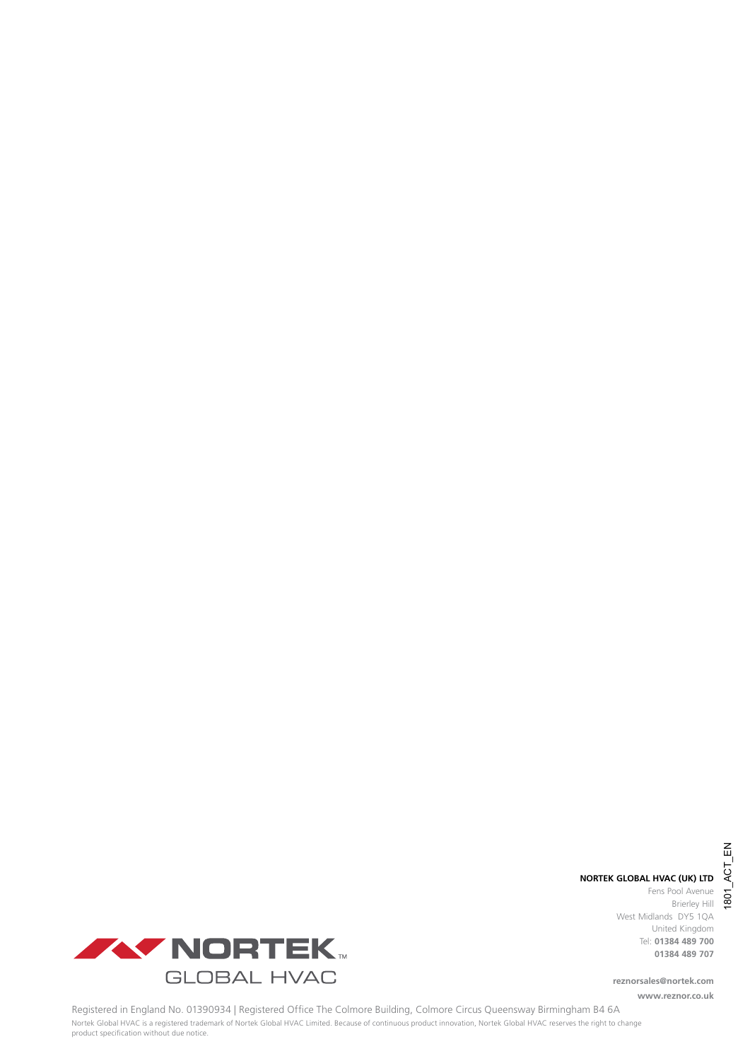**NORTEK GLOBAL HVAC (UK) LTD**
Fens Pool Avenue
Brierley Hill
West Midlands DY5 1QA
United Kingdom
Tel: **01384 489 700**
**01384 489 707**

**reznorsales@nortek.com**
**www.reznor.co.uk**

1801_ACT_EN

NORTEK GLOBAL HVAC

Registered in England No. 01390934 | Registered Office The Colmore Building, Colmore Circus Queensway Birmingham B4 6A

Nortek Global HVAC is a registered trademark of Nortek Global HVAC Limited. Because of continuous product innovation, Nortek Global HVAC reserves the right to change product specification without due notice.